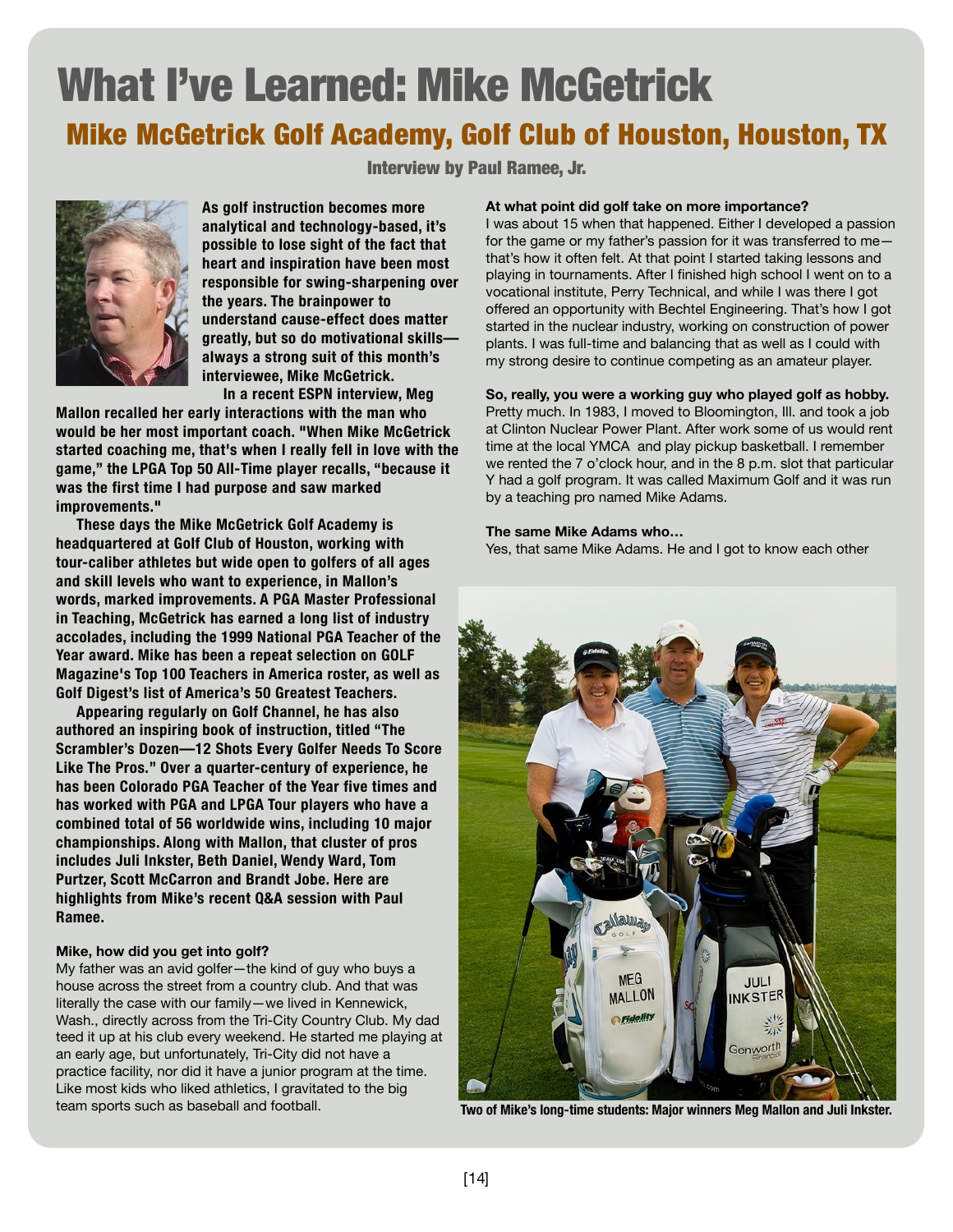# What I've Learned: Mike McGetrick

## Mike McGetrick Golf Academy, Golf Club of Houston, Houston, TX

**Interview by Paul Ramee, Jr.**

**As golf instruction becomes more analytical and technology-based, it's possible to lose sight of the fact that heart and inspiration have been most responsible for swing-sharpening over the years. The brainpower to understand cause-effect does matter greatly, but so do motivational skills—always a strong suit of this month's interviewee, Mike McGetrick.**

**In a recent ESPN interview, Meg Mallon recalled her early interactions with the man who would be her most important coach. "When Mike McGetrick started coaching me, that's when I really fell in love with the game," the LPGA Top 50 All-Time player recalls, "because it was the first time I had purpose and saw marked improvements."**

**These days the Mike McGetrick Golf Academy is headquartered at Golf Club of Houston, working with tour-caliber athletes but wide open to golfers of all ages and skill levels who want to experience, in Mallon's words, marked improvements. A PGA Master Professional in Teaching, McGetrick has earned a long list of industry accolades, including the 1999 National PGA Teacher of the Year award. Mike has been a repeat selection on GOLF Magazine's Top 100 Teachers in America roster, as well as Golf Digest's list of America's 50 Greatest Teachers.**

**Appearing regularly on Golf Channel, he has also authored an inspiring book of instruction, titled "The Scrambler's Dozen—12 Shots Every Golfer Needs To Score Like The Pros." Over a quarter-century of experience, he has been Colorado PGA Teacher of the Year five times and has worked with PGA and LPGA Tour players who have a combined total of 56 worldwide wins, including 10 major championships. Along with Mallon, that cluster of pros includes Juli Inkster, Beth Daniel, Wendy Ward, Tom Purtzer, Scott McCarron and Brandt Jobe. Here are highlights from Mike's recent Q&A session with Paul Ramee.**

**Mike, how did you get into golf?**

My father was an avid golfer—the kind of guy who buys a house across the street from a country club. And that was literally the case with our family—we lived in Kennewick, Wash., directly across from the Tri-City Country Club. My dad teed it up at his club every weekend. He started me playing at an early age, but unfortunately, Tri-City did not have a practice facility, nor did it have a junior program at the time. Like most kids who liked athletics, I gravitated to the big team sports such as baseball and football.

**At what point did golf take on more importance?**

I was about 15 when that happened. Either I developed a passion for the game or my father's passion for it was transferred to me—that's how it often felt. At that point I started taking lessons and playing in tournaments. After I finished high school I went on to a vocational institute, Perry Technical, and while I was there I got offered an opportunity with Bechtel Engineering. That's how I got started in the nuclear industry, working on construction of power plants. I was full-time and balancing that as well as I could with my strong desire to continue competing as an amateur player.

**So, really, you were a working guy who played golf as hobby.**

Pretty much. In 1983, I moved to Bloomington, Ill. and took a job at Clinton Nuclear Power Plant. After work some of us would rent time at the local YMCA and play pickup basketball. I remember we rented the 7 o'clock hour, and in the 8 p.m. slot that particular Y had a golf program. It was called Maximum Golf and it was run by a teaching pro named Mike Adams.

**The same Mike Adams who…**

Yes, that same Mike Adams. He and I got to know each other

Two of Mike's long-time students: Major winners Meg Mallon and Juli Inkster.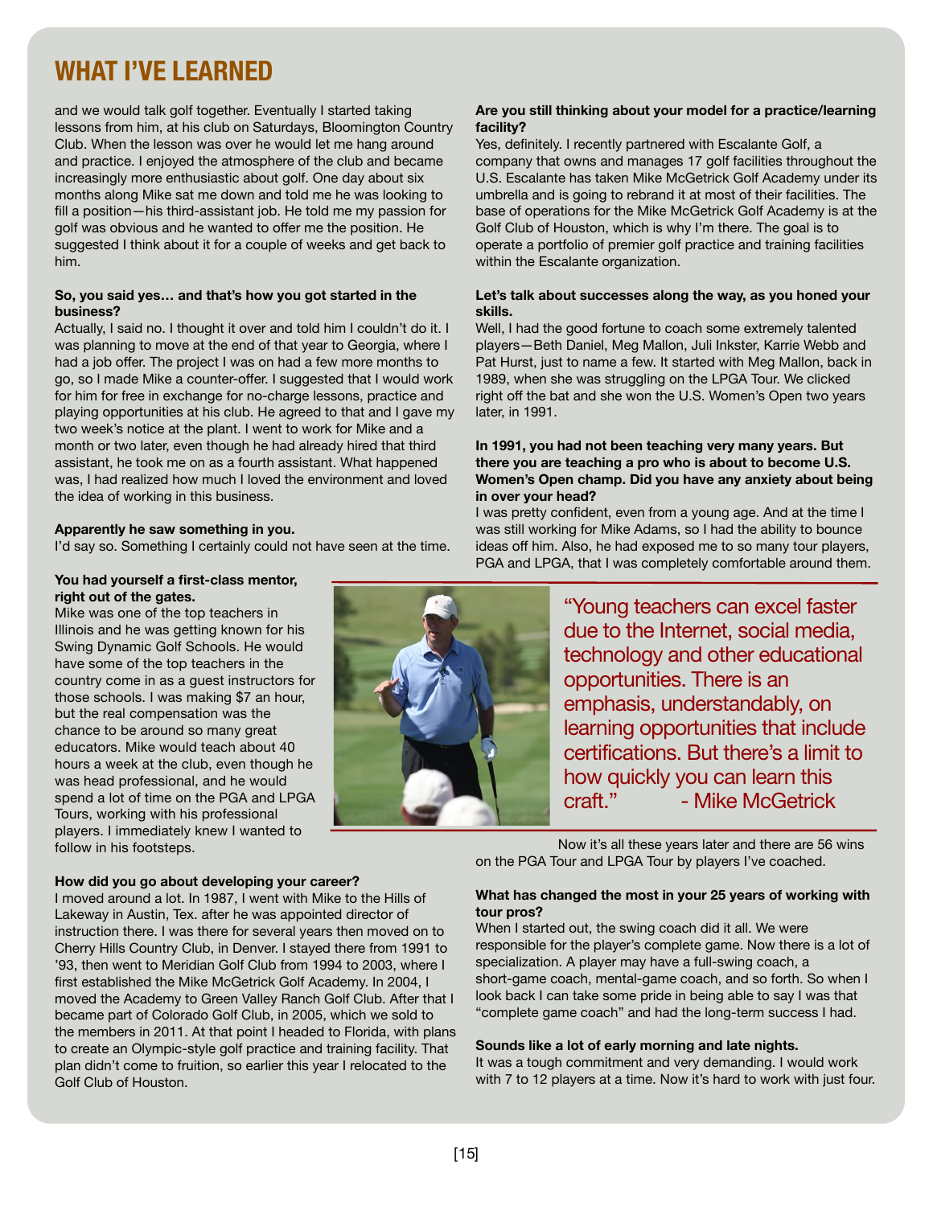## WHAT I'VE LEARNED

and we would talk golf together. Eventually I started taking lessons from him, at his club on Saturdays, Bloomington Country Club. When the lesson was over he would let me hang around and practice. I enjoyed the atmosphere of the club and became increasingly more enthusiastic about golf. One day about six months along Mike sat me down and told me he was looking to fill a position—his third-assistant job. He told me my passion for golf was obvious and he wanted to offer me the position. He suggested I think about it for a couple of weeks and get back to him.

**So, you said yes… and that's how you got started in the business?**

Actually, I said no. I thought it over and told him I couldn't do it. I was planning to move at the end of that year to Georgia, where I had a job offer. The project I was on had a few more months to go, so I made Mike a counter-offer. I suggested that I would work for him for free in exchange for no-charge lessons, practice and playing opportunities at his club. He agreed to that and I gave my two week's notice at the plant. I went to work for Mike and a month or two later, even though he had already hired that third assistant, he took me on as a fourth assistant. What happened was, I had realized how much I loved the environment and loved the idea of working in this business.

**Apparently he saw something in you.**

I'd say so. Something I certainly could not have seen at the time.

**You had yourself a first-class mentor, right out of the gates.**

Mike was one of the top teachers in Illinois and he was getting known for his Swing Dynamic Golf Schools. He would have some of the top teachers in the country come in as a guest instructors for those schools. I was making $7 an hour, but the real compensation was the chance to be around so many great educators. Mike would teach about 40 hours a week at the club, even though he was head professional, and he would spend a lot of time on the PGA and LPGA Tours, working with his professional players. I immediately knew I wanted to follow in his footsteps.

**How did you go about developing your career?**

I moved around a lot. In 1987, I went with Mike to the Hills of Lakeway in Austin, Tex. after he was appointed director of instruction there. I was there for several years then moved on to Cherry Hills Country Club, in Denver. I stayed there from 1991 to '93, then went to Meridian Golf Club from 1994 to 2003, where I first established the Mike McGetrick Golf Academy. In 2004, I moved the Academy to Green Valley Ranch Golf Club. After that I became part of Colorado Golf Club, in 2005, which we sold to the members in 2011. At that point I headed to Florida, with plans to create an Olympic-style golf practice and training facility. That plan didn't come to fruition, so earlier this year I relocated to the Golf Club of Houston.

**Are you still thinking about your model for a practice/learning facility?**

Yes, definitely. I recently partnered with Escalante Golf, a company that owns and manages 17 golf facilities throughout the U.S. Escalante has taken Mike McGetrick Golf Academy under its umbrella and is going to rebrand it at most of their facilities. The base of operations for the Mike McGetrick Golf Academy is at the Golf Club of Houston, which is why I'm there. The goal is to operate a portfolio of premier golf practice and training facilities within the Escalante organization.

**Let's talk about successes along the way, as you honed your skills.**

Well, I had the good fortune to coach some extremely talented players—Beth Daniel, Meg Mallon, Juli Inkster, Karrie Webb and Pat Hurst, just to name a few. It started with Meg Mallon, back in 1989, when she was struggling on the LPGA Tour. We clicked right off the bat and she won the U.S. Women's Open two years later, in 1991.

**In 1991, you had not been teaching very many years. But there you are teaching a pro who is about to become U.S. Women's Open champ. Did you have any anxiety about being in over your head?**

I was pretty confident, even from a young age. And at the time I was still working for Mike Adams, so I had the ability to bounce ideas off him. Also, he had exposed me to so many tour players, PGA and LPGA, that I was completely comfortable around them.

> "Young teachers can excel faster due to the Internet, social media, technology and other educational opportunities. There is an emphasis, understandably, on learning opportunities that include certifications. But there's a limit to how quickly you can learn this craft." - Mike McGetrick

Now it's all these years later and there are 56 wins on the PGA Tour and LPGA Tour by players I've coached.

**What has changed the most in your 25 years of working with tour pros?**

When I started out, the swing coach did it all. We were responsible for the player's complete game. Now there is a lot of specialization. A player may have a full-swing coach, a short-game coach, mental-game coach, and so forth. So when I look back I can take some pride in being able to say I was that "complete game coach" and had the long-term success I had.

**Sounds like a lot of early morning and late nights.**

It was a tough commitment and very demanding. I would work with 7 to 12 players at a time. Now it's hard to work with just four.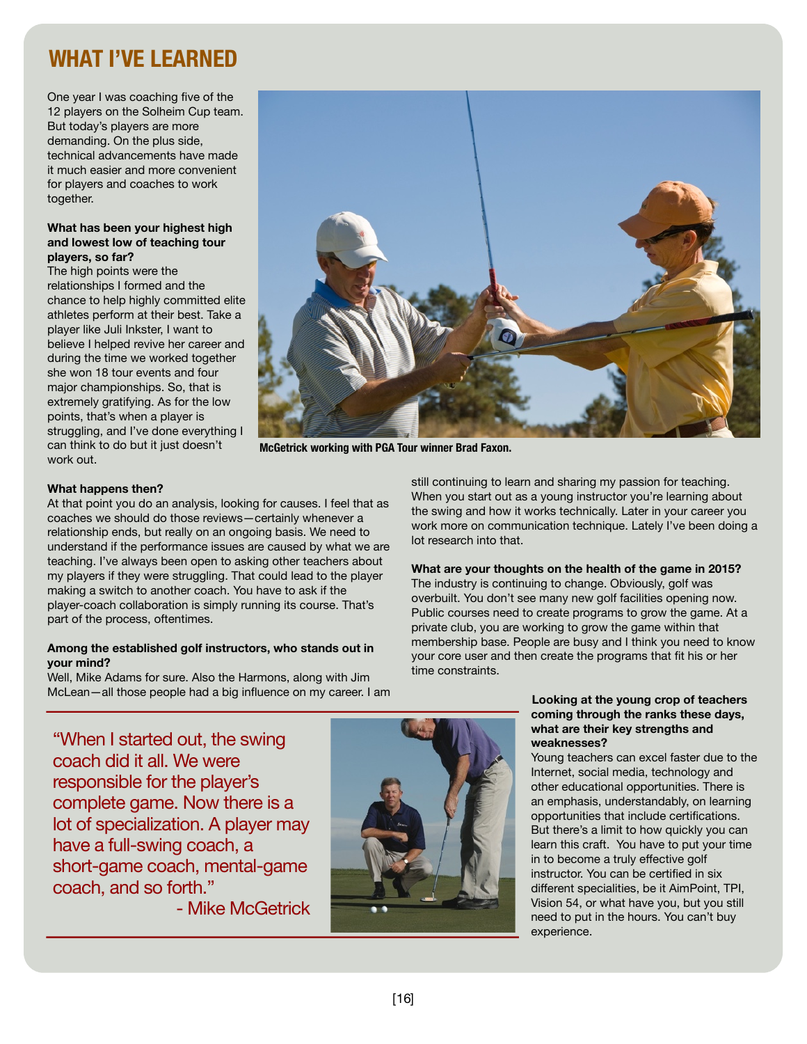## WHAT I'VE LEARNED

One year I was coaching five of the 12 players on the Solheim Cup team. But today's players are more demanding. On the plus side, technical advancements have made it much easier and more convenient for players and coaches to work together.

**What has been your highest high and lowest low of teaching tour players, so far?**
The high points were the relationships I formed and the chance to help highly committed elite athletes perform at their best. Take a player like Juli Inkster, I want to believe I helped revive her career and during the time we worked together she won 18 tour events and four major championships. So, that is extremely gratifying. As for the low points, that's when a player is struggling, and I've done everything I can think to do but it just doesn't work out.

McGetrick working with PGA Tour winner Brad Faxon.

**What happens then?**
At that point you do an analysis, looking for causes. I feel that as coaches we should do those reviews—certainly whenever a relationship ends, but really on an ongoing basis. We need to understand if the performance issues are caused by what we are teaching. I've always been open to asking other teachers about my players if they were struggling. That could lead to the player making a switch to another coach. You have to ask if the player-coach collaboration is simply running its course. That's part of the process, oftentimes.

**Among the established golf instructors, who stands out in your mind?**
Well, Mike Adams for sure. Also the Harmons, along with Jim McLean—all those people had a big influence on my career. I am still continuing to learn and sharing my passion for teaching. When you start out as a young instructor you're learning about the swing and how it works technically. Later in your career you work more on communication technique. Lately I've been doing a lot research into that.

**What are your thoughts on the health of the game in 2015?**
The industry is continuing to change. Obviously, golf was overbuilt. You don't see many new golf facilities opening now. Public courses need to create programs to grow the game. At a private club, you are working to grow the game within that membership base. People are busy and I think you need to know your core user and then create the programs that fit his or her time constraints.

> "When I started out, the swing coach did it all. We were responsible for the player's complete game. Now there is a lot of specialization. A player may have a full-swing coach, a short-game coach, mental-game coach, and so forth."
> - Mike McGetrick

**Looking at the young crop of teachers coming through the ranks these days, what are their key strengths and weaknesses?**
Young teachers can excel faster due to the Internet, social media, technology and other educational opportunities. There is an emphasis, understandably, on learning opportunities that include certifications. But there's a limit to how quickly you can learn this craft. You have to put your time in to become a truly effective golf instructor. You can be certified in six different specialities, be it AimPoint, TPI, Vision 54, or what have you, but you still need to put in the hours. You can't buy experience.